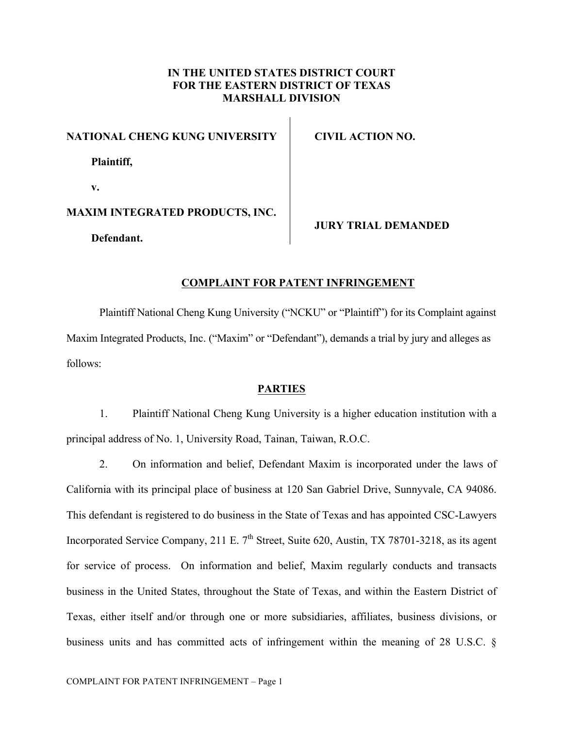**IN THE UNITED STATES DISTRICT COURT**
**FOR THE EASTERN DISTRICT OF TEXAS**
**MARSHALL DIVISION**

| | |
|---|---|
| **NATIONAL CHENG KUNG UNIVERSITY** | **CIVIL ACTION NO.** |
| **Plaintiff,** | |
| **v.** | |
| **MAXIM INTEGRATED PRODUCTS, INC.** | **JURY TRIAL DEMANDED** |
| **Defendant.** | |

## COMPLAINT FOR PATENT INFRINGEMENT

Plaintiff National Cheng Kung University ("NCKU" or "Plaintiff") for its Complaint against Maxim Integrated Products, Inc. ("Maxim" or "Defendant"), demands a trial by jury and alleges as follows:

## PARTIES

1. Plaintiff National Cheng Kung University is a higher education institution with a principal address of No. 1, University Road, Tainan, Taiwan, R.O.C.

2. On information and belief, Defendant Maxim is incorporated under the laws of California with its principal place of business at 120 San Gabriel Drive, Sunnyvale, CA 94086. This defendant is registered to do business in the State of Texas and has appointed CSC-Lawyers Incorporated Service Company, 211 E. 7th Street, Suite 620, Austin, TX 78701-3218, as its agent for service of process. On information and belief, Maxim regularly conducts and transacts business in the United States, throughout the State of Texas, and within the Eastern District of Texas, either itself and/or through one or more subsidiaries, affiliates, business divisions, or business units and has committed acts of infringement within the meaning of 28 U.S.C. §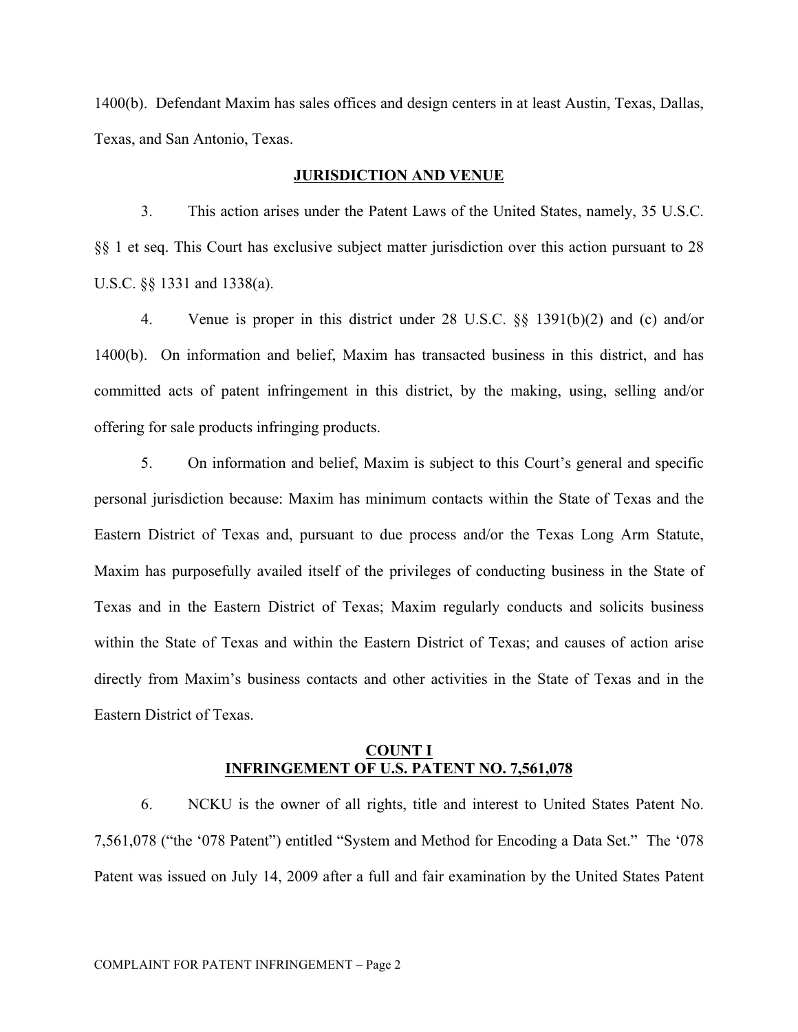1400(b). Defendant Maxim has sales offices and design centers in at least Austin, Texas, Dallas, Texas, and San Antonio, Texas.

## JURISDICTION AND VENUE

3. This action arises under the Patent Laws of the United States, namely, 35 U.S.C. §§ 1 et seq. This Court has exclusive subject matter jurisdiction over this action pursuant to 28 U.S.C. §§ 1331 and 1338(a).

4. Venue is proper in this district under 28 U.S.C. §§ 1391(b)(2) and (c) and/or 1400(b). On information and belief, Maxim has transacted business in this district, and has committed acts of patent infringement in this district, by the making, using, selling and/or offering for sale products infringing products.

5. On information and belief, Maxim is subject to this Court's general and specific personal jurisdiction because: Maxim has minimum contacts within the State of Texas and the Eastern District of Texas and, pursuant to due process and/or the Texas Long Arm Statute, Maxim has purposefully availed itself of the privileges of conducting business in the State of Texas and in the Eastern District of Texas; Maxim regularly conducts and solicits business within the State of Texas and within the Eastern District of Texas; and causes of action arise directly from Maxim's business contacts and other activities in the State of Texas and in the Eastern District of Texas.

## COUNT I
## INFRINGEMENT OF U.S. PATENT NO. 7,561,078

6. NCKU is the owner of all rights, title and interest to United States Patent No. 7,561,078 ("the '078 Patent") entitled "System and Method for Encoding a Data Set." The '078 Patent was issued on July 14, 2009 after a full and fair examination by the United States Patent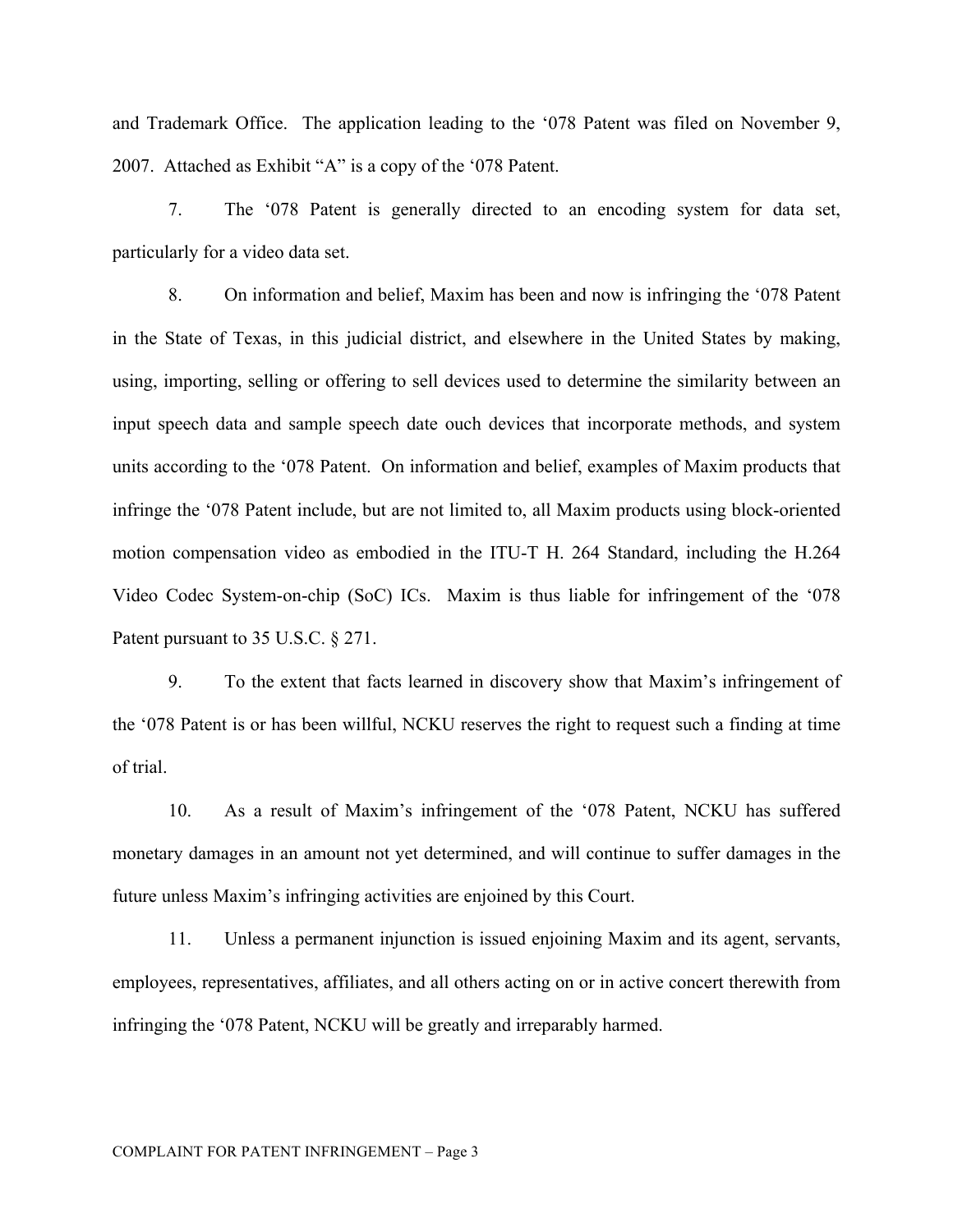and Trademark Office. The application leading to the '078 Patent was filed on November 9, 2007. Attached as Exhibit "A" is a copy of the '078 Patent.

7. The '078 Patent is generally directed to an encoding system for data set, particularly for a video data set.

8. On information and belief, Maxim has been and now is infringing the '078 Patent in the State of Texas, in this judicial district, and elsewhere in the United States by making, using, importing, selling or offering to sell devices used to determine the similarity between an input speech data and sample speech date ouch devices that incorporate methods, and system units according to the '078 Patent. On information and belief, examples of Maxim products that infringe the '078 Patent include, but are not limited to, all Maxim products using block-oriented motion compensation video as embodied in the ITU-T H. 264 Standard, including the H.264 Video Codec System-on-chip (SoC) ICs. Maxim is thus liable for infringement of the '078 Patent pursuant to 35 U.S.C. § 271.

9. To the extent that facts learned in discovery show that Maxim's infringement of the '078 Patent is or has been willful, NCKU reserves the right to request such a finding at time of trial.

10. As a result of Maxim's infringement of the '078 Patent, NCKU has suffered monetary damages in an amount not yet determined, and will continue to suffer damages in the future unless Maxim's infringing activities are enjoined by this Court.

11. Unless a permanent injunction is issued enjoining Maxim and its agent, servants, employees, representatives, affiliates, and all others acting on or in active concert therewith from infringing the '078 Patent, NCKU will be greatly and irreparably harmed.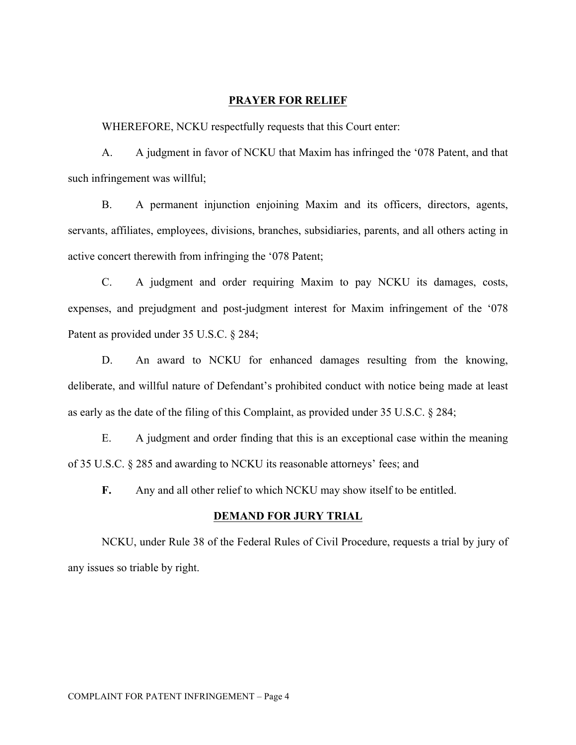## PRAYER FOR RELIEF

WHEREFORE, NCKU respectfully requests that this Court enter:

A. A judgment in favor of NCKU that Maxim has infringed the '078 Patent, and that such infringement was willful;

B. A permanent injunction enjoining Maxim and its officers, directors, agents, servants, affiliates, employees, divisions, branches, subsidiaries, parents, and all others acting in active concert therewith from infringing the '078 Patent;

C. A judgment and order requiring Maxim to pay NCKU its damages, costs, expenses, and prejudgment and post-judgment interest for Maxim infringement of the '078 Patent as provided under 35 U.S.C. § 284;

D. An award to NCKU for enhanced damages resulting from the knowing, deliberate, and willful nature of Defendant's prohibited conduct with notice being made at least as early as the date of the filing of this Complaint, as provided under 35 U.S.C. § 284;

E. A judgment and order finding that this is an exceptional case within the meaning of 35 U.S.C. § 285 and awarding to NCKU its reasonable attorneys' fees; and

**F.** Any and all other relief to which NCKU may show itself to be entitled.

## DEMAND FOR JURY TRIAL

NCKU, under Rule 38 of the Federal Rules of Civil Procedure, requests a trial by jury of any issues so triable by right.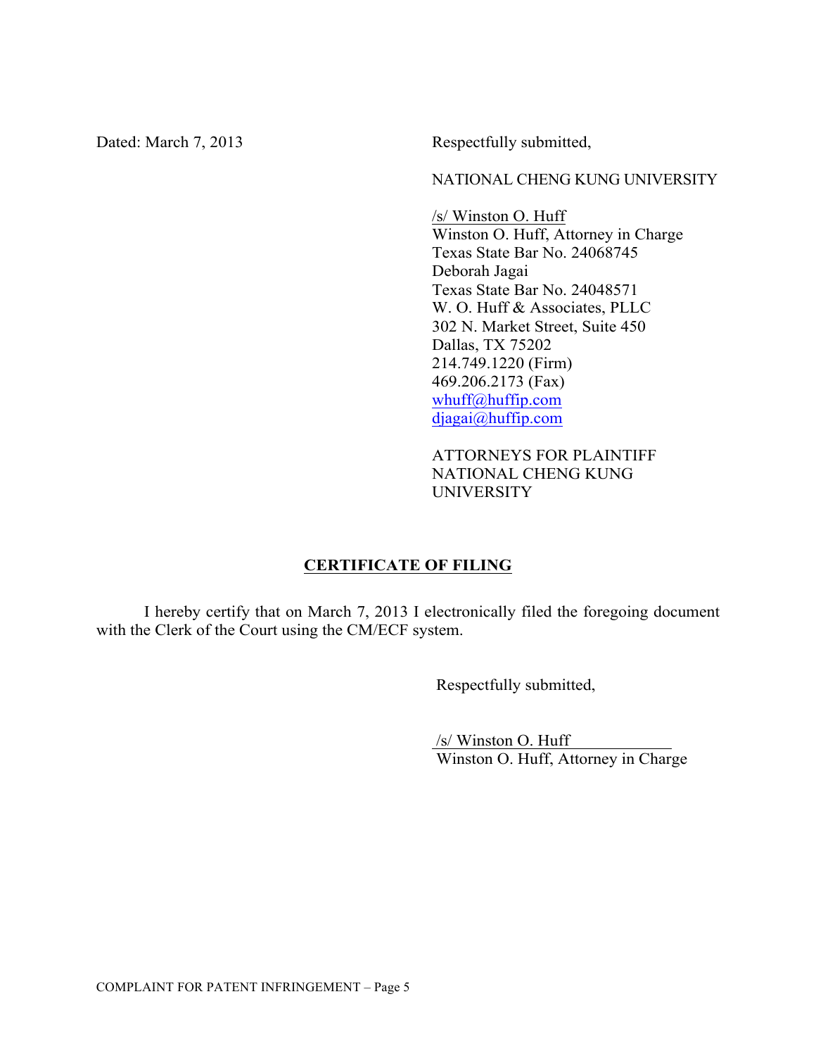Dated: March 7, 2013

Respectfully submitted,

NATIONAL CHENG KUNG UNIVERSITY

/s/ Winston O. Huff
Winston O. Huff, Attorney in Charge
Texas State Bar No. 24068745
Deborah Jagai
Texas State Bar No. 24048571
W. O. Huff & Associates, PLLC
302 N. Market Street, Suite 450
Dallas, TX 75202
214.749.1220 (Firm)
469.206.2173 (Fax)
whuff@huffip.com
djagai@huffip.com

ATTORNEYS FOR PLAINTIFF
NATIONAL CHENG KUNG
UNIVERSITY

## CERTIFICATE OF FILING

I hereby certify that on March 7, 2013 I electronically filed the foregoing document with the Clerk of the Court using the CM/ECF system.

Respectfully submitted,

/s/ Winston O. Huff
Winston O. Huff, Attorney in Charge